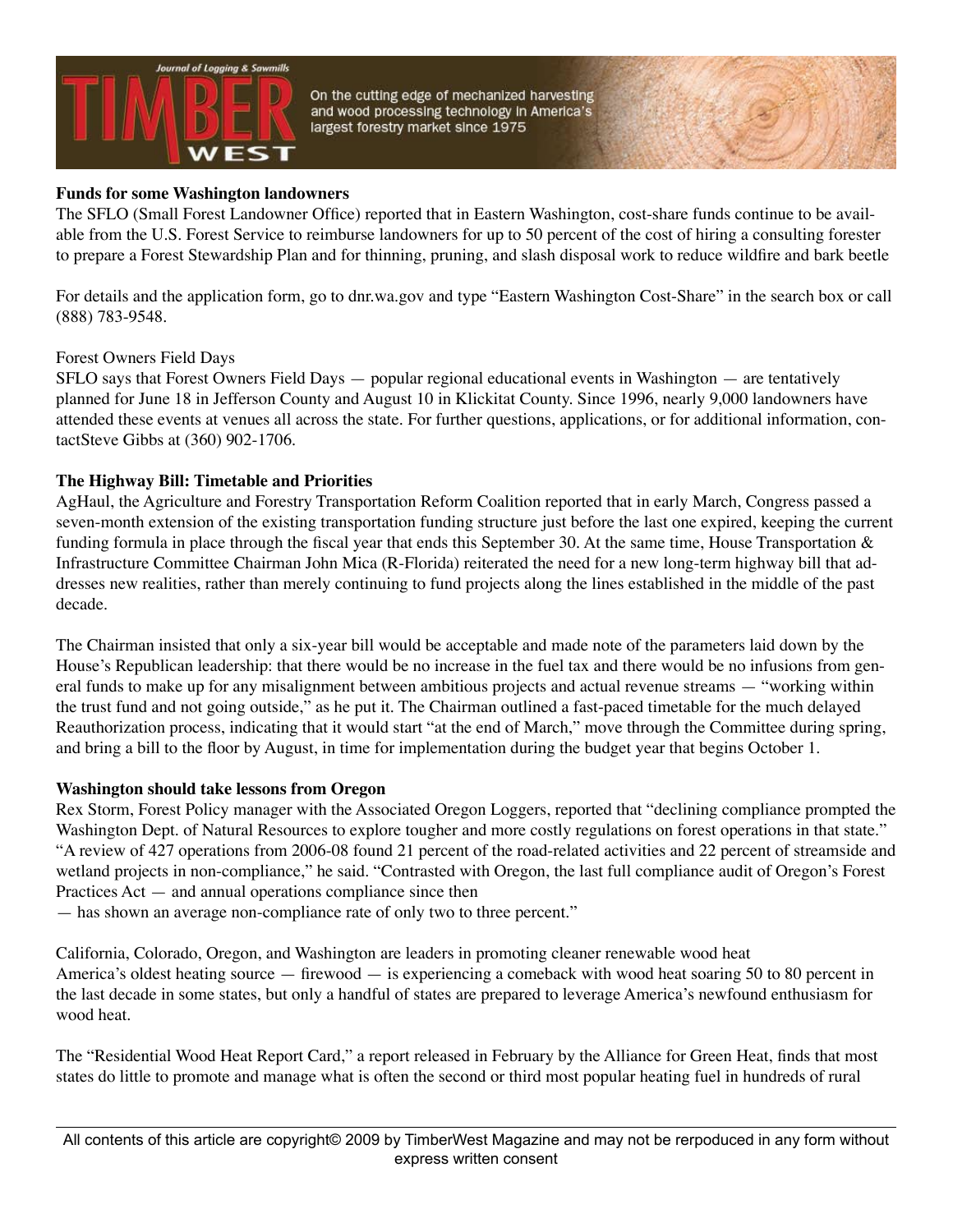**Funds for some Washington landowners**

The SFLO (Small Forest Landowner Office) reported that in Eastern Washington, cost-share funds continue to be available from the U.S. Forest Service to reimburse landowners for up to 50 percent of the cost of hiring a consulting forester to prepare a Forest Stewardship Plan and for thinning, pruning, and slash disposal work to reduce wildfire and bark beetle

For details and the application form, go to dnr.wa.gov and type "Eastern Washington Cost-Share" in the search box or call (888) 783-9548.

Forest Owners Field Days

SFLO says that Forest Owners Field Days — popular regional educational events in Washington — are tentatively planned for June 18 in Jefferson County and August 10 in Klickitat County. Since 1996, nearly 9,000 landowners have attended these events at venues all across the state. For further questions, applications, or for additional information, contactSteve Gibbs at (360) 902-1706.

**The Highway Bill: Timetable and Priorities**

AgHaul, the Agriculture and Forestry Transportation Reform Coalition reported that in early March, Congress passed a seven-month extension of the existing transportation funding structure just before the last one expired, keeping the current funding formula in place through the fiscal year that ends this September 30. At the same time, House Transportation & Infrastructure Committee Chairman John Mica (R-Florida) reiterated the need for a new long-term highway bill that addresses new realities, rather than merely continuing to fund projects along the lines established in the middle of the past decade.

The Chairman insisted that only a six-year bill would be acceptable and made note of the parameters laid down by the House's Republican leadership: that there would be no increase in the fuel tax and there would be no infusions from general funds to make up for any misalignment between ambitious projects and actual revenue streams — "working within the trust fund and not going outside," as he put it. The Chairman outlined a fast-paced timetable for the much delayed Reauthorization process, indicating that it would start "at the end of March," move through the Committee during spring, and bring a bill to the floor by August, in time for implementation during the budget year that begins October 1.

**Washington should take lessons from Oregon**

Rex Storm, Forest Policy manager with the Associated Oregon Loggers, reported that "declining compliance prompted the Washington Dept. of Natural Resources to explore tougher and more costly regulations on forest operations in that state." "A review of 427 operations from 2006-08 found 21 percent of the road-related activities and 22 percent of streamside and wetland projects in non-compliance," he said. "Contrasted with Oregon, the last full compliance audit of Oregon's Forest Practices Act — and annual operations compliance since then — has shown an average non-compliance rate of only two to three percent."

California, Colorado, Oregon, and Washington are leaders in promoting cleaner renewable wood heat

America's oldest heating source — firewood — is experiencing a comeback with wood heat soaring 50 to 80 percent in the last decade in some states, but only a handful of states are prepared to leverage America's newfound enthusiasm for wood heat.

The "Residential Wood Heat Report Card," a report released in February by the Alliance for Green Heat, finds that most states do little to promote and manage what is often the second or third most popular heating fuel in hundreds of rural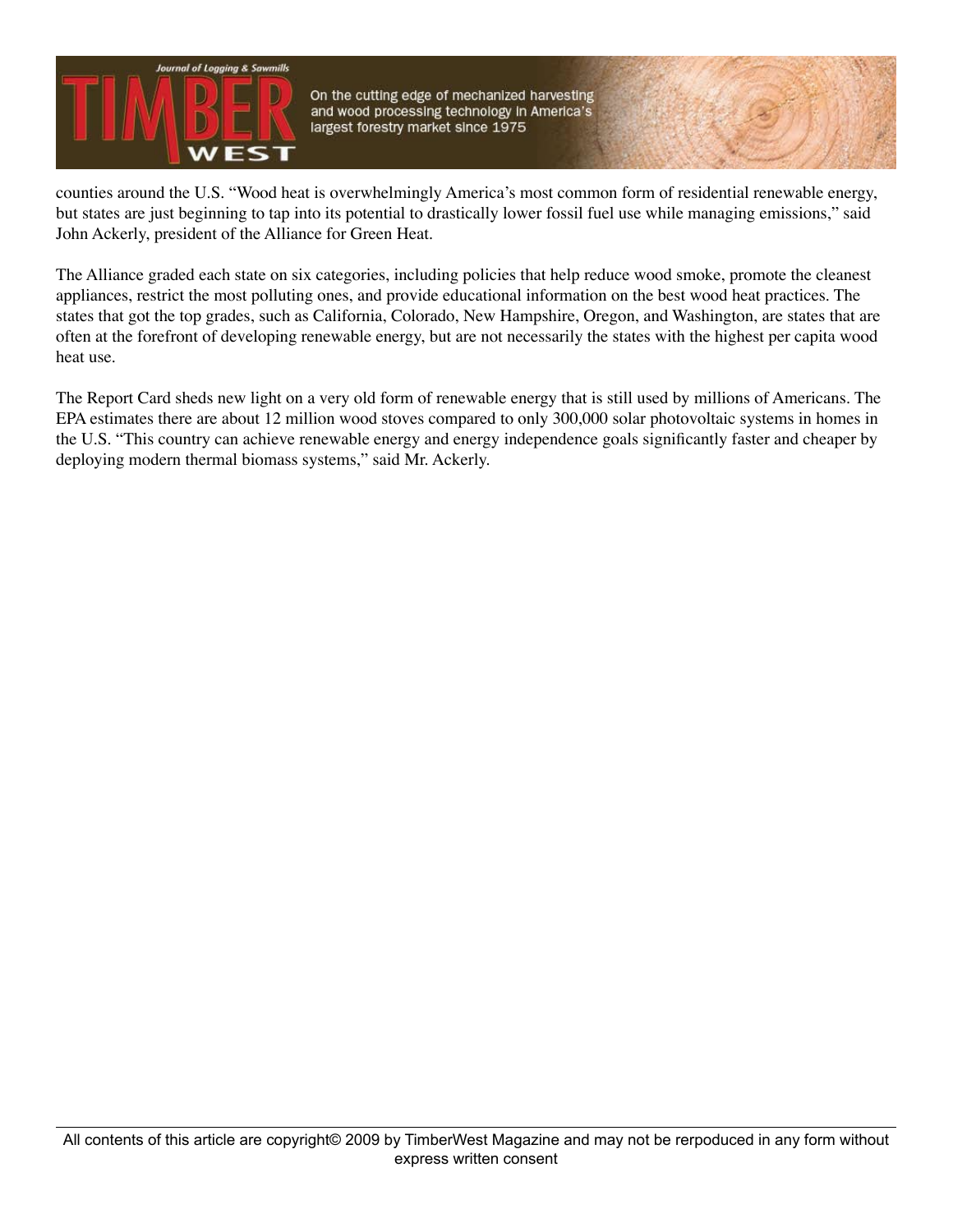counties around the U.S. "Wood heat is overwhelmingly America's most common form of residential renewable energy, but states are just beginning to tap into its potential to drastically lower fossil fuel use while managing emissions," said John Ackerly, president of the Alliance for Green Heat.

The Alliance graded each state on six categories, including policies that help reduce wood smoke, promote the cleanest appliances, restrict the most polluting ones, and provide educational information on the best wood heat practices. The states that got the top grades, such as California, Colorado, New Hampshire, Oregon, and Washington, are states that are often at the forefront of developing renewable energy, but are not necessarily the states with the highest per capita wood heat use.

The Report Card sheds new light on a very old form of renewable energy that is still used by millions of Americans. The EPA estimates there are about 12 million wood stoves compared to only 300,000 solar photovoltaic systems in homes in the U.S. "This country can achieve renewable energy and energy independence goals significantly faster and cheaper by deploying modern thermal biomass systems," said Mr. Ackerly.